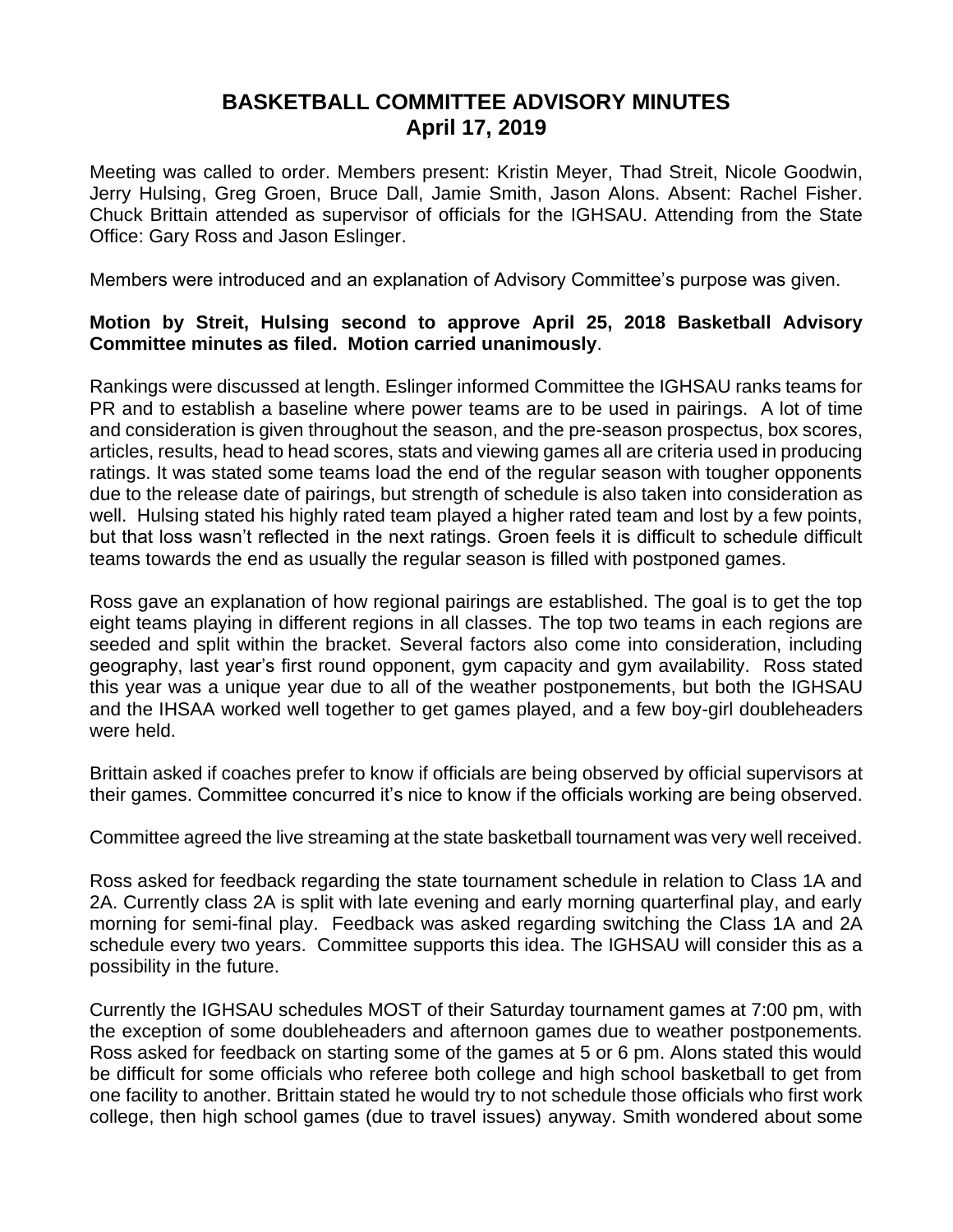# BASKETBALL COMMITTEE ADVISORY MINUTES
## April 17, 2019

Meeting was called to order. Members present: Kristin Meyer, Thad Streit, Nicole Goodwin, Jerry Hulsing, Greg Groen, Bruce Dall, Jamie Smith, Jason Alons. Absent: Rachel Fisher. Chuck Brittain attended as supervisor of officials for the IGHSAU. Attending from the State Office: Gary Ross and Jason Eslinger.

Members were introduced and an explanation of Advisory Committee's purpose was given.

**Motion by Streit, Hulsing second to approve April 25, 2018 Basketball Advisory Committee minutes as filed. Motion carried unanimously**.

Rankings were discussed at length. Eslinger informed Committee the IGHSAU ranks teams for PR and to establish a baseline where power teams are to be used in pairings. A lot of time and consideration is given throughout the season, and the pre-season prospectus, box scores, articles, results, head to head scores, stats and viewing games all are criteria used in producing ratings. It was stated some teams load the end of the regular season with tougher opponents due to the release date of pairings, but strength of schedule is also taken into consideration as well. Hulsing stated his highly rated team played a higher rated team and lost by a few points, but that loss wasn't reflected in the next ratings. Groen feels it is difficult to schedule difficult teams towards the end as usually the regular season is filled with postponed games.

Ross gave an explanation of how regional pairings are established. The goal is to get the top eight teams playing in different regions in all classes. The top two teams in each regions are seeded and split within the bracket. Several factors also come into consideration, including geography, last year's first round opponent, gym capacity and gym availability. Ross stated this year was a unique year due to all of the weather postponements, but both the IGHSAU and the IHSAA worked well together to get games played, and a few boy-girl doubleheaders were held.

Brittain asked if coaches prefer to know if officials are being observed by official supervisors at their games. Committee concurred it's nice to know if the officials working are being observed.

Committee agreed the live streaming at the state basketball tournament was very well received.

Ross asked for feedback regarding the state tournament schedule in relation to Class 1A and 2A. Currently class 2A is split with late evening and early morning quarterfinal play, and early morning for semi-final play. Feedback was asked regarding switching the Class 1A and 2A schedule every two years. Committee supports this idea. The IGHSAU will consider this as a possibility in the future.

Currently the IGHSAU schedules MOST of their Saturday tournament games at 7:00 pm, with the exception of some doubleheaders and afternoon games due to weather postponements. Ross asked for feedback on starting some of the games at 5 or 6 pm. Alons stated this would be difficult for some officials who referee both college and high school basketball to get from one facility to another. Brittain stated he would try to not schedule those officials who first work college, then high school games (due to travel issues) anyway. Smith wondered about some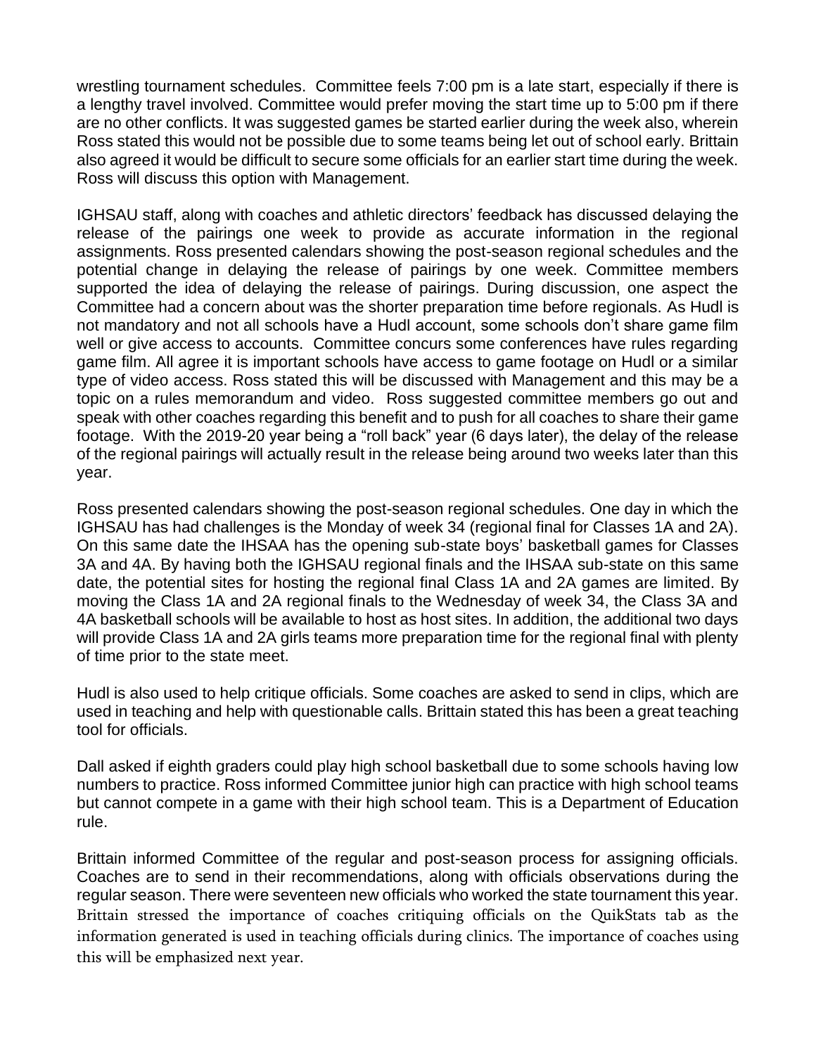wrestling tournament schedules. Committee feels 7:00 pm is a late start, especially if there is a lengthy travel involved. Committee would prefer moving the start time up to 5:00 pm if there are no other conflicts. It was suggested games be started earlier during the week also, wherein Ross stated this would not be possible due to some teams being let out of school early. Brittain also agreed it would be difficult to secure some officials for an earlier start time during the week. Ross will discuss this option with Management.

IGHSAU staff, along with coaches and athletic directors' feedback has discussed delaying the release of the pairings one week to provide as accurate information in the regional assignments. Ross presented calendars showing the post-season regional schedules and the potential change in delaying the release of pairings by one week. Committee members supported the idea of delaying the release of pairings. During discussion, one aspect the Committee had a concern about was the shorter preparation time before regionals. As Hudl is not mandatory and not all schools have a Hudl account, some schools don't share game film well or give access to accounts. Committee concurs some conferences have rules regarding game film. All agree it is important schools have access to game footage on Hudl or a similar type of video access. Ross stated this will be discussed with Management and this may be a topic on a rules memorandum and video. Ross suggested committee members go out and speak with other coaches regarding this benefit and to push for all coaches to share their game footage. With the 2019-20 year being a "roll back" year (6 days later), the delay of the release of the regional pairings will actually result in the release being around two weeks later than this year.

Ross presented calendars showing the post-season regional schedules. One day in which the IGHSAU has had challenges is the Monday of week 34 (regional final for Classes 1A and 2A). On this same date the IHSAA has the opening sub-state boys' basketball games for Classes 3A and 4A. By having both the IGHSAU regional finals and the IHSAA sub-state on this same date, the potential sites for hosting the regional final Class 1A and 2A games are limited. By moving the Class 1A and 2A regional finals to the Wednesday of week 34, the Class 3A and 4A basketball schools will be available to host as host sites. In addition, the additional two days will provide Class 1A and 2A girls teams more preparation time for the regional final with plenty of time prior to the state meet.

Hudl is also used to help critique officials. Some coaches are asked to send in clips, which are used in teaching and help with questionable calls. Brittain stated this has been a great teaching tool for officials.

Dall asked if eighth graders could play high school basketball due to some schools having low numbers to practice. Ross informed Committee junior high can practice with high school teams but cannot compete in a game with their high school team. This is a Department of Education rule.

Brittain informed Committee of the regular and post-season process for assigning officials. Coaches are to send in their recommendations, along with officials observations during the regular season. There were seventeen new officials who worked the state tournament this year. Brittain stressed the importance of coaches critiquing officials on the QuikStats tab as the information generated is used in teaching officials during clinics. The importance of coaches using this will be emphasized next year.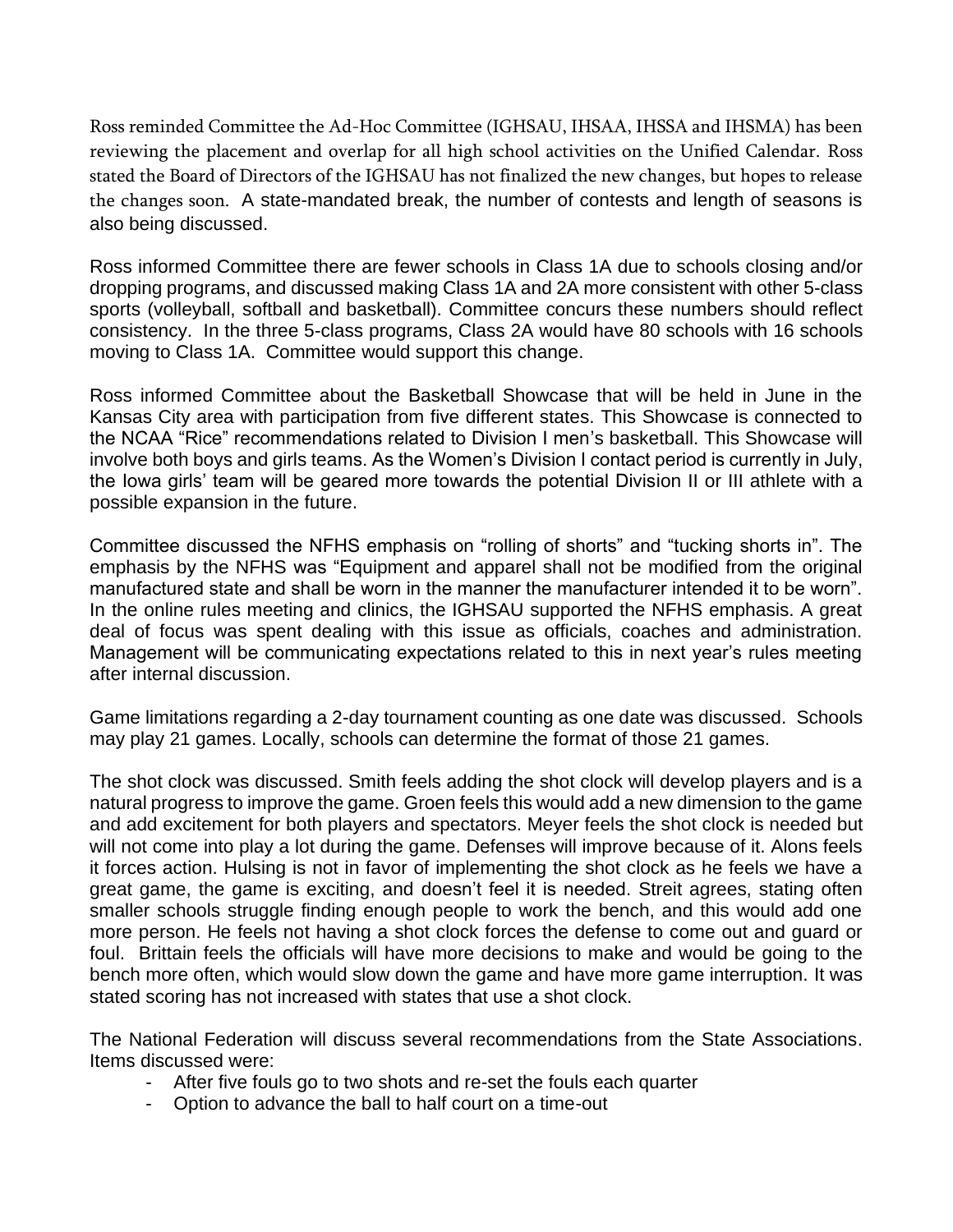Ross reminded Committee the Ad-Hoc Committee (IGHSAU, IHSAA, IHSSA and IHSMA) has been reviewing the placement and overlap for all high school activities on the Unified Calendar. Ross stated the Board of Directors of the IGHSAU has not finalized the new changes, but hopes to release the changes soon. A state-mandated break, the number of contests and length of seasons is also being discussed.

Ross informed Committee there are fewer schools in Class 1A due to schools closing and/or dropping programs, and discussed making Class 1A and 2A more consistent with other 5-class sports (volleyball, softball and basketball). Committee concurs these numbers should reflect consistency. In the three 5-class programs, Class 2A would have 80 schools with 16 schools moving to Class 1A. Committee would support this change.

Ross informed Committee about the Basketball Showcase that will be held in June in the Kansas City area with participation from five different states. This Showcase is connected to the NCAA "Rice" recommendations related to Division I men's basketball. This Showcase will involve both boys and girls teams. As the Women's Division I contact period is currently in July, the Iowa girls' team will be geared more towards the potential Division II or III athlete with a possible expansion in the future.

Committee discussed the NFHS emphasis on "rolling of shorts" and "tucking shorts in". The emphasis by the NFHS was "Equipment and apparel shall not be modified from the original manufactured state and shall be worn in the manner the manufacturer intended it to be worn". In the online rules meeting and clinics, the IGHSAU supported the NFHS emphasis. A great deal of focus was spent dealing with this issue as officials, coaches and administration. Management will be communicating expectations related to this in next year's rules meeting after internal discussion.

Game limitations regarding a 2-day tournament counting as one date was discussed. Schools may play 21 games. Locally, schools can determine the format of those 21 games.

The shot clock was discussed. Smith feels adding the shot clock will develop players and is a natural progress to improve the game. Groen feels this would add a new dimension to the game and add excitement for both players and spectators. Meyer feels the shot clock is needed but will not come into play a lot during the game. Defenses will improve because of it. Alons feels it forces action. Hulsing is not in favor of implementing the shot clock as he feels we have a great game, the game is exciting, and doesn't feel it is needed. Streit agrees, stating often smaller schools struggle finding enough people to work the bench, and this would add one more person. He feels not having a shot clock forces the defense to come out and guard or foul. Brittain feels the officials will have more decisions to make and would be going to the bench more often, which would slow down the game and have more game interruption. It was stated scoring has not increased with states that use a shot clock.

The National Federation will discuss several recommendations from the State Associations. Items discussed were:

- After five fouls go to two shots and re-set the fouls each quarter
- Option to advance the ball to half court on a time-out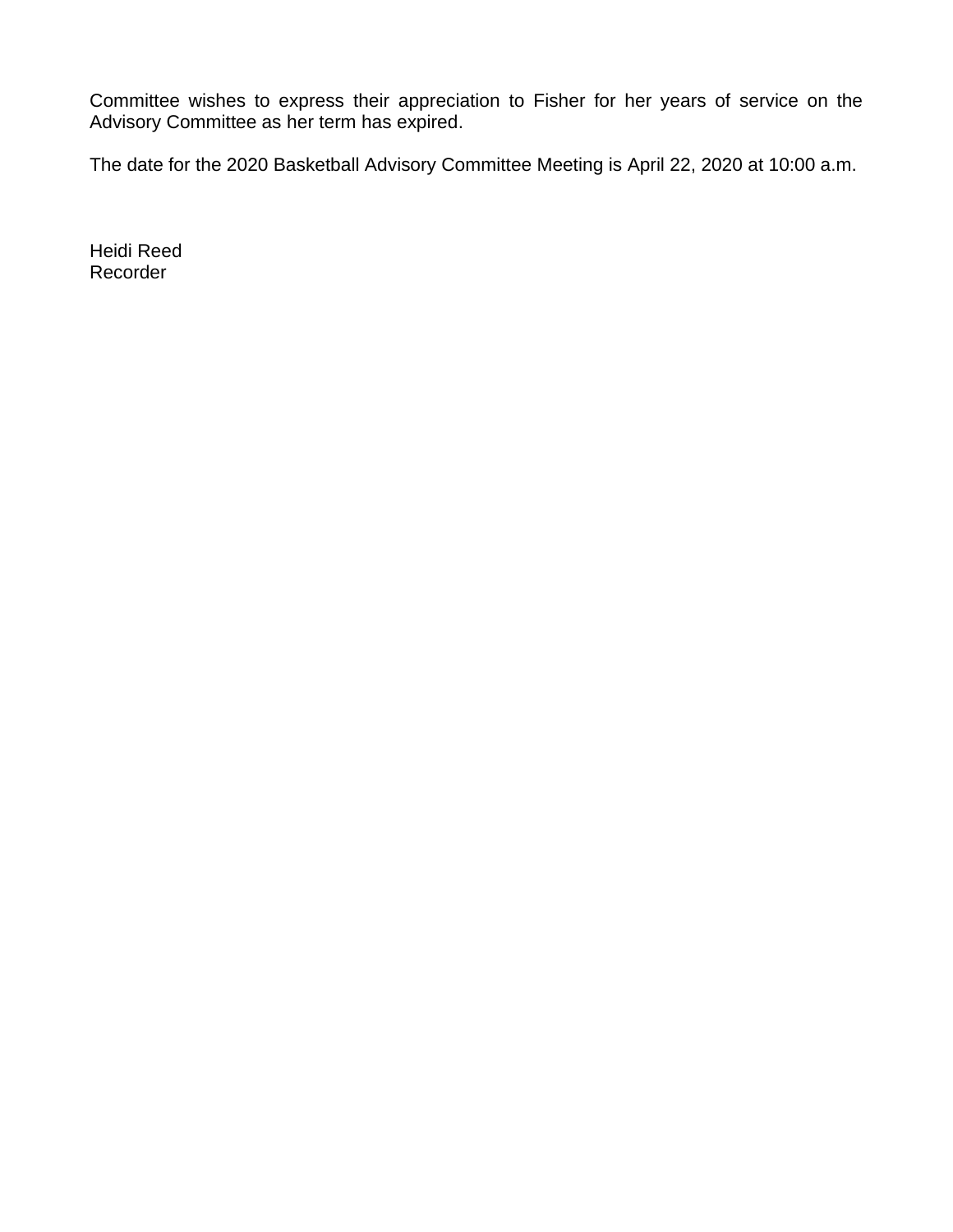Committee wishes to express their appreciation to Fisher for her years of service on the Advisory Committee as her term has expired.

The date for the 2020 Basketball Advisory Committee Meeting is April 22, 2020 at 10:00 a.m.

Heidi Reed
Recorder